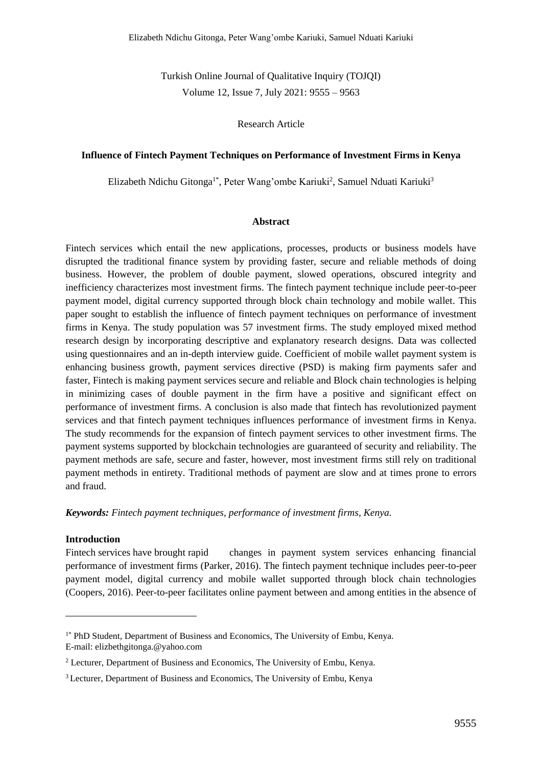Turkish Online Journal of Qualitative Inquiry (TOJQI)
Volume 12, Issue 7, July 2021: 9555 – 9563

Research Article

**Influence of Fintech Payment Techniques on Performance of Investment Firms in Kenya**

Elizabeth Ndichu Gitonga[1*], Peter Wang'ombe Kariuki[2], Samuel Nduati Kariuki[3]

**Abstract**

Fintech services which entail the new applications, processes, products or business models have disrupted the traditional finance system by providing faster, secure and reliable methods of doing business. However, the problem of double payment, slowed operations, obscured integrity and inefficiency characterizes most investment firms. The fintech payment technique include peer-to-peer payment model, digital currency supported through block chain technology and mobile wallet. This paper sought to establish the influence of fintech payment techniques on performance of investment firms in Kenya. The study population was 57 investment firms. The study employed mixed method research design by incorporating descriptive and explanatory research designs. Data was collected using questionnaires and an in-depth interview guide. Coefficient of mobile wallet payment system is enhancing business growth, payment services directive (PSD) is making firm payments safer and faster, Fintech is making payment services secure and reliable and Block chain technologies is helping in minimizing cases of double payment in the firm have a positive and significant effect on performance of investment firms. A conclusion is also made that fintech has revolutionized payment services and that fintech payment techniques influences performance of investment firms in Kenya. The study recommends for the expansion of fintech payment services to other investment firms. The payment systems supported by blockchain technologies are guaranteed of security and reliability. The payment methods are safe, secure and faster, however, most investment firms still rely on traditional payment methods in entirety. Traditional methods of payment are slow and at times prone to errors and fraud.

***Keywords:** Fintech payment techniques, performance of investment firms, Kenya.*

**Introduction**

Fintech services have brought rapid changes in payment system services enhancing financial performance of investment firms (Parker, 2016). The fintech payment technique includes peer-to-peer payment model, digital currency and mobile wallet supported through block chain technologies (Coopers, 2016). Peer-to-peer facilitates online payment between and among entities in the absence of

---

[1*] PhD Student, Department of Business and Economics, The University of Embu, Kenya. E-mail: elizbethgitonga.@yahoo.com

[2] Lecturer, Department of Business and Economics, The University of Embu, Kenya.

[3] Lecturer, Department of Business and Economics, The University of Embu, Kenya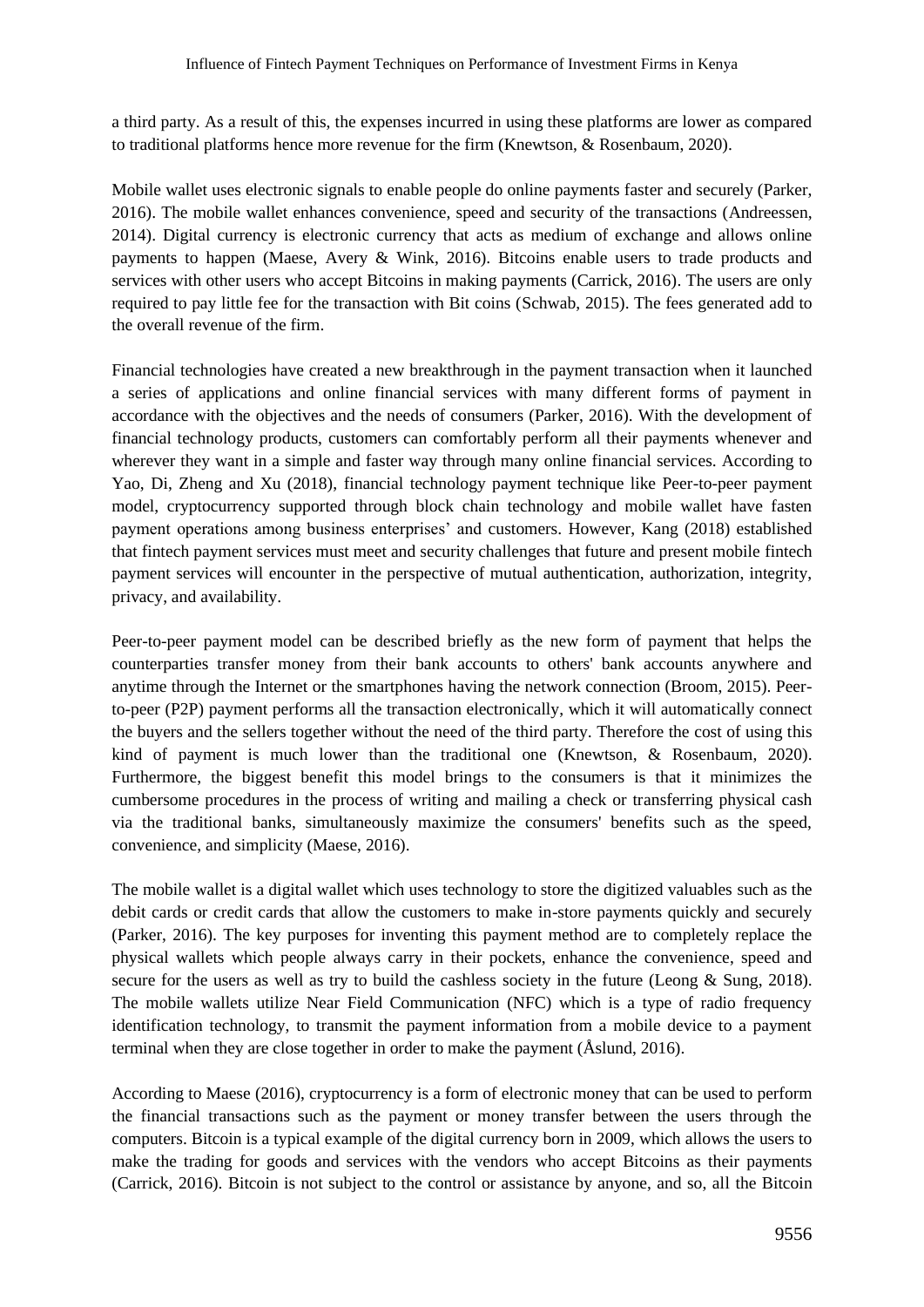a third party. As a result of this, the expenses incurred in using these platforms are lower as compared to traditional platforms hence more revenue for the firm (Knewtson, & Rosenbaum, 2020).

Mobile wallet uses electronic signals to enable people do online payments faster and securely (Parker, 2016). The mobile wallet enhances convenience, speed and security of the transactions (Andreessen, 2014). Digital currency is electronic currency that acts as medium of exchange and allows online payments to happen (Maese, Avery & Wink, 2016). Bitcoins enable users to trade products and services with other users who accept Bitcoins in making payments (Carrick, 2016). The users are only required to pay little fee for the transaction with Bit coins (Schwab, 2015). The fees generated add to the overall revenue of the firm.

Financial technologies have created a new breakthrough in the payment transaction when it launched a series of applications and online financial services with many different forms of payment in accordance with the objectives and the needs of consumers (Parker, 2016). With the development of financial technology products, customers can comfortably perform all their payments whenever and wherever they want in a simple and faster way through many online financial services. According to Yao, Di, Zheng and Xu (2018), financial technology payment technique like Peer-to-peer payment model, cryptocurrency supported through block chain technology and mobile wallet have fasten payment operations among business enterprises' and customers. However, Kang (2018) established that fintech payment services must meet and security challenges that future and present mobile fintech payment services will encounter in the perspective of mutual authentication, authorization, integrity, privacy, and availability.

Peer-to-peer payment model can be described briefly as the new form of payment that helps the counterparties transfer money from their bank accounts to others' bank accounts anywhere and anytime through the Internet or the smartphones having the network connection (Broom, 2015). Peer-to-peer (P2P) payment performs all the transaction electronically, which it will automatically connect the buyers and the sellers together without the need of the third party. Therefore the cost of using this kind of payment is much lower than the traditional one (Knewtson, & Rosenbaum, 2020). Furthermore, the biggest benefit this model brings to the consumers is that it minimizes the cumbersome procedures in the process of writing and mailing a check or transferring physical cash via the traditional banks, simultaneously maximize the consumers' benefits such as the speed, convenience, and simplicity (Maese, 2016).

The mobile wallet is a digital wallet which uses technology to store the digitized valuables such as the debit cards or credit cards that allow the customers to make in-store payments quickly and securely (Parker, 2016). The key purposes for inventing this payment method are to completely replace the physical wallets which people always carry in their pockets, enhance the convenience, speed and secure for the users as well as try to build the cashless society in the future (Leong & Sung, 2018). The mobile wallets utilize Near Field Communication (NFC) which is a type of radio frequency identification technology, to transmit the payment information from a mobile device to a payment terminal when they are close together in order to make the payment (Åslund, 2016).

According to Maese (2016), cryptocurrency is a form of electronic money that can be used to perform the financial transactions such as the payment or money transfer between the users through the computers. Bitcoin is a typical example of the digital currency born in 2009, which allows the users to make the trading for goods and services with the vendors who accept Bitcoins as their payments (Carrick, 2016). Bitcoin is not subject to the control or assistance by anyone, and so, all the Bitcoin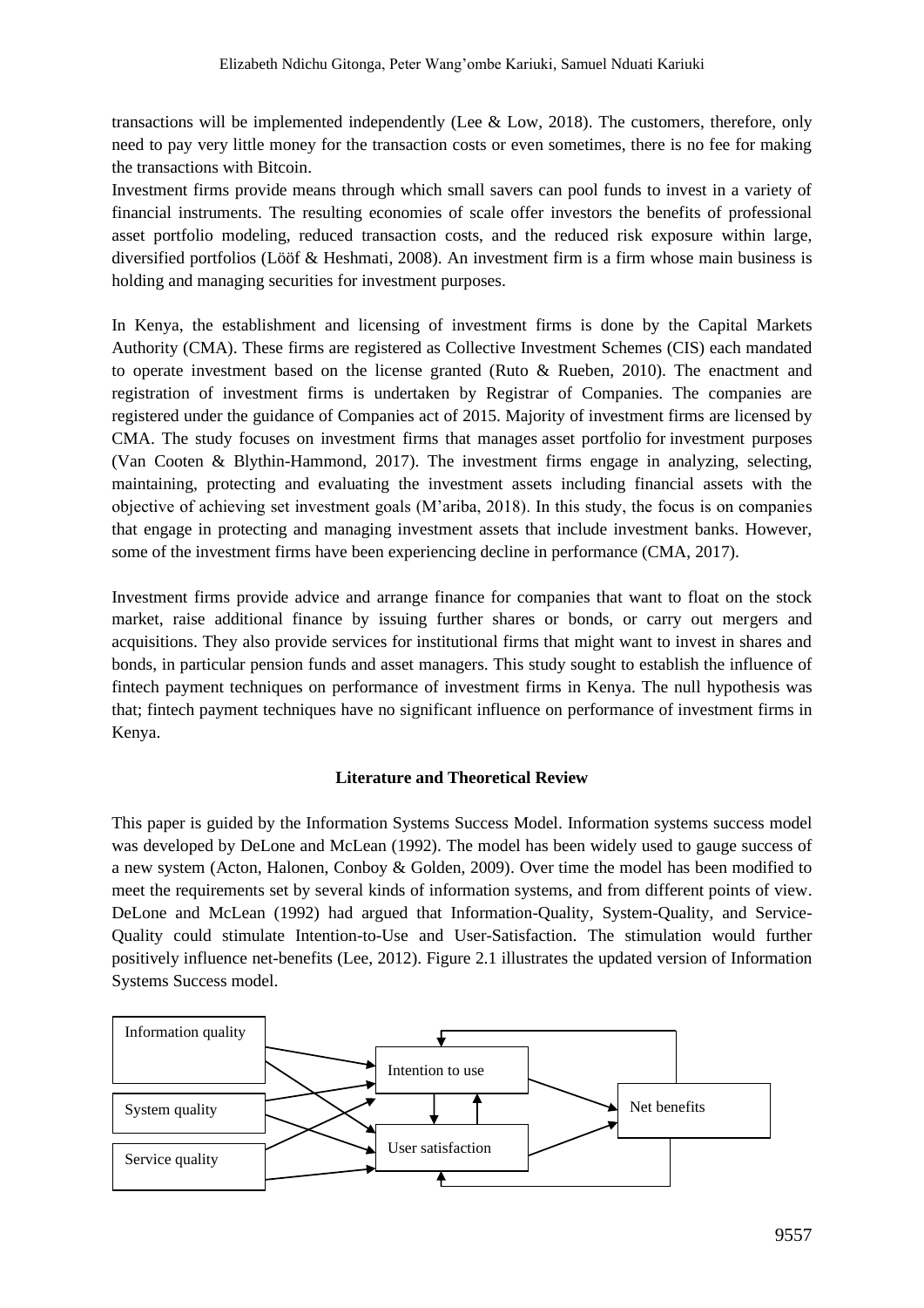transactions will be implemented independently (Lee & Low, 2018). The customers, therefore, only need to pay very little money for the transaction costs or even sometimes, there is no fee for making the transactions with Bitcoin.

Investment firms provide means through which small savers can pool funds to invest in a variety of financial instruments. The resulting economies of scale offer investors the benefits of professional asset portfolio modeling, reduced transaction costs, and the reduced risk exposure within large, diversified portfolios (Lööf & Heshmati, 2008). An investment firm is a firm whose main business is holding and managing securities for investment purposes.

In Kenya, the establishment and licensing of investment firms is done by the Capital Markets Authority (CMA). These firms are registered as Collective Investment Schemes (CIS) each mandated to operate investment based on the license granted (Ruto & Rueben, 2010). The enactment and registration of investment firms is undertaken by Registrar of Companies. The companies are registered under the guidance of Companies act of 2015. Majority of investment firms are licensed by CMA. The study focuses on investment firms that manages asset portfolio for investment purposes (Van Cooten & Blythin-Hammond, 2017). The investment firms engage in analyzing, selecting, maintaining, protecting and evaluating the investment assets including financial assets with the objective of achieving set investment goals (M'ariba, 2018). In this study, the focus is on companies that engage in protecting and managing investment assets that include investment banks. However, some of the investment firms have been experiencing decline in performance (CMA, 2017).

Investment firms provide advice and arrange finance for companies that want to float on the stock market, raise additional finance by issuing further shares or bonds, or carry out mergers and acquisitions. They also provide services for institutional firms that might want to invest in shares and bonds, in particular pension funds and asset managers. This study sought to establish the influence of fintech payment techniques on performance of investment firms in Kenya. The null hypothesis was that; fintech payment techniques have no significant influence on performance of investment firms in Kenya.

## Literature and Theoretical Review

This paper is guided by the Information Systems Success Model. Information systems success model was developed by DeLone and McLean (1992). The model has been widely used to gauge success of a new system (Acton, Halonen, Conboy & Golden, 2009). Over time the model has been modified to meet the requirements set by several kinds of information systems, and from different points of view. DeLone and McLean (1992) had argued that Information-Quality, System-Quality, and Service-Quality could stimulate Intention-to-Use and User-Satisfaction. The stimulation would further positively influence net-benefits (Lee, 2012). Figure 2.1 illustrates the updated version of Information Systems Success model.

Information quality
System quality
Service quality
Intention to use
User satisfaction
Net benefits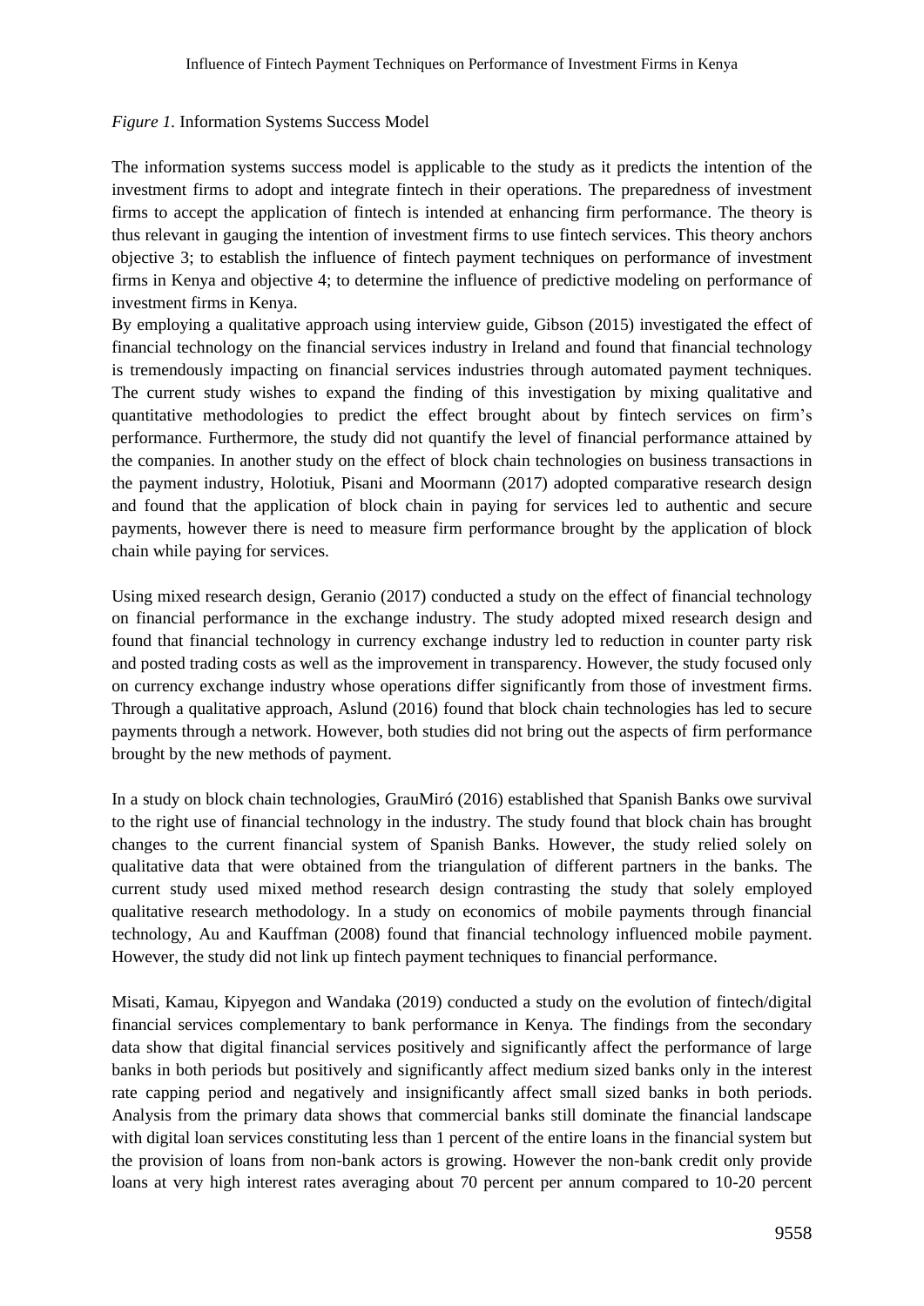*Figure 1.* Information Systems Success Model

The information systems success model is applicable to the study as it predicts the intention of the investment firms to adopt and integrate fintech in their operations. The preparedness of investment firms to accept the application of fintech is intended at enhancing firm performance. The theory is thus relevant in gauging the intention of investment firms to use fintech services. This theory anchors objective 3; to establish the influence of fintech payment techniques on performance of investment firms in Kenya and objective 4; to determine the influence of predictive modeling on performance of investment firms in Kenya.

By employing a qualitative approach using interview guide, Gibson (2015) investigated the effect of financial technology on the financial services industry in Ireland and found that financial technology is tremendously impacting on financial services industries through automated payment techniques. The current study wishes to expand the finding of this investigation by mixing qualitative and quantitative methodologies to predict the effect brought about by fintech services on firm's performance. Furthermore, the study did not quantify the level of financial performance attained by the companies. In another study on the effect of block chain technologies on business transactions in the payment industry, Holotiuk, Pisani and Moormann (2017) adopted comparative research design and found that the application of block chain in paying for services led to authentic and secure payments, however there is need to measure firm performance brought by the application of block chain while paying for services.

Using mixed research design, Geranio (2017) conducted a study on the effect of financial technology on financial performance in the exchange industry. The study adopted mixed research design and found that financial technology in currency exchange industry led to reduction in counter party risk and posted trading costs as well as the improvement in transparency. However, the study focused only on currency exchange industry whose operations differ significantly from those of investment firms. Through a qualitative approach, Aslund (2016) found that block chain technologies has led to secure payments through a network. However, both studies did not bring out the aspects of firm performance brought by the new methods of payment.

In a study on block chain technologies, GrauMiró (2016) established that Spanish Banks owe survival to the right use of financial technology in the industry. The study found that block chain has brought changes to the current financial system of Spanish Banks. However, the study relied solely on qualitative data that were obtained from the triangulation of different partners in the banks. The current study used mixed method research design contrasting the study that solely employed qualitative research methodology. In a study on economics of mobile payments through financial technology, Au and Kauffman (2008) found that financial technology influenced mobile payment. However, the study did not link up fintech payment techniques to financial performance.

Misati, Kamau, Kipyegon and Wandaka (2019) conducted a study on the evolution of fintech/digital financial services complementary to bank performance in Kenya. The findings from the secondary data show that digital financial services positively and significantly affect the performance of large banks in both periods but positively and significantly affect medium sized banks only in the interest rate capping period and negatively and insignificantly affect small sized banks in both periods. Analysis from the primary data shows that commercial banks still dominate the financial landscape with digital loan services constituting less than 1 percent of the entire loans in the financial system but the provision of loans from non-bank actors is growing. However the non-bank credit only provide loans at very high interest rates averaging about 70 percent per annum compared to 10-20 percent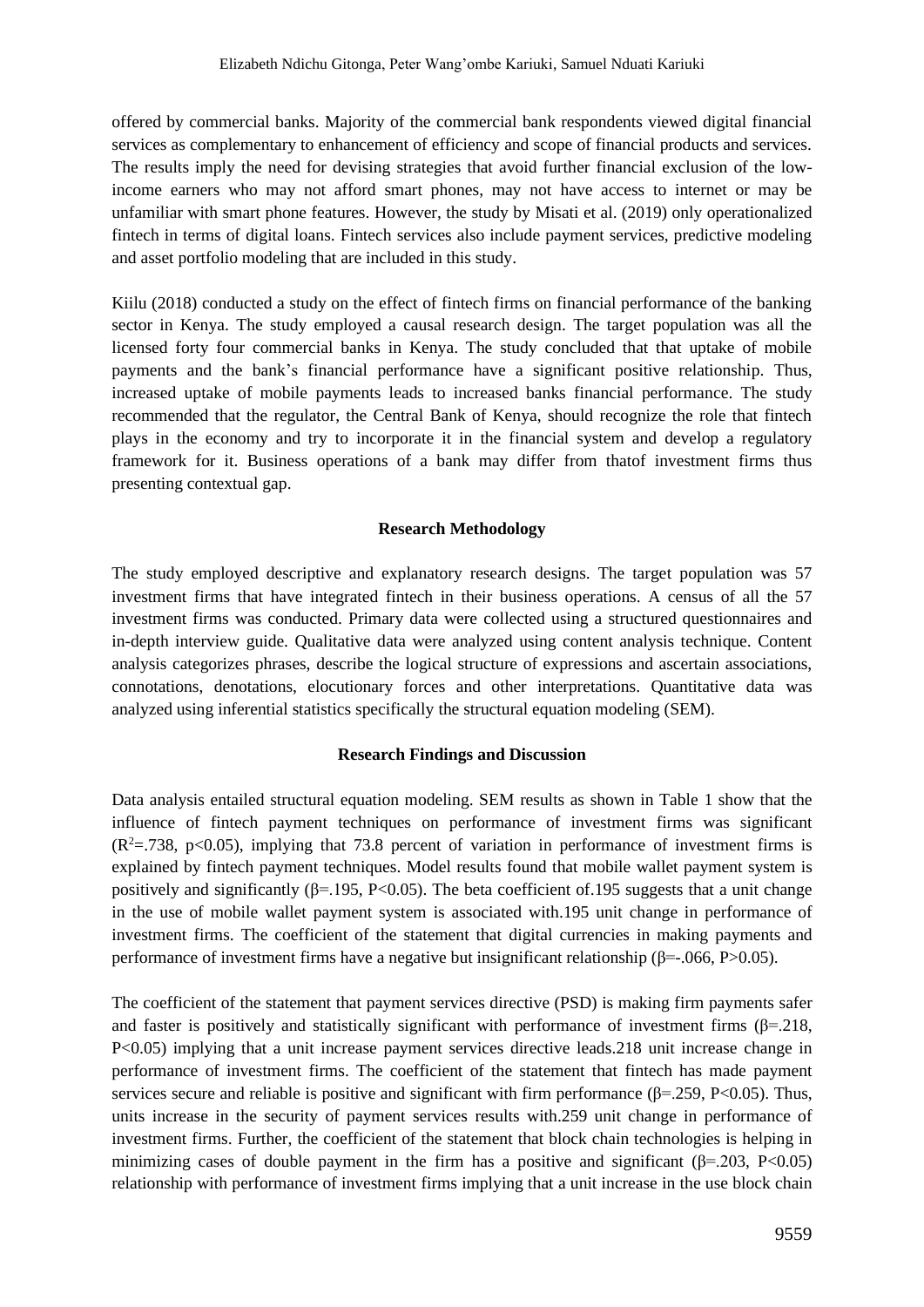offered by commercial banks. Majority of the commercial bank respondents viewed digital financial services as complementary to enhancement of efficiency and scope of financial products and services. The results imply the need for devising strategies that avoid further financial exclusion of the low-income earners who may not afford smart phones, may not have access to internet or may be unfamiliar with smart phone features. However, the study by Misati et al. (2019) only operationalized fintech in terms of digital loans. Fintech services also include payment services, predictive modeling and asset portfolio modeling that are included in this study.

Kiilu (2018) conducted a study on the effect of fintech firms on financial performance of the banking sector in Kenya. The study employed a causal research design. The target population was all the licensed forty four commercial banks in Kenya. The study concluded that that uptake of mobile payments and the bank's financial performance have a significant positive relationship. Thus, increased uptake of mobile payments leads to increased banks financial performance. The study recommended that the regulator, the Central Bank of Kenya, should recognize the role that fintech plays in the economy and try to incorporate it in the financial system and develop a regulatory framework for it. Business operations of a bank may differ from thatof investment firms thus presenting contextual gap.

## Research Methodology

The study employed descriptive and explanatory research designs. The target population was 57 investment firms that have integrated fintech in their business operations. A census of all the 57 investment firms was conducted. Primary data were collected using a structured questionnaires and in-depth interview guide. Qualitative data were analyzed using content analysis technique. Content analysis categorizes phrases, describe the logical structure of expressions and ascertain associations, connotations, denotations, elocutionary forces and other interpretations. Quantitative data was analyzed using inferential statistics specifically the structural equation modeling (SEM).

## Research Findings and Discussion

Data analysis entailed structural equation modeling. SEM results as shown in Table 1 show that the influence of fintech payment techniques on performance of investment firms was significant ($R^2$=.738, $p<0.05$), implying that 73.8 percent of variation in performance of investment firms is explained by fintech payment techniques. Model results found that mobile wallet payment system is positively and significantly (β=.195, $P<0.05$). The beta coefficient of.195 suggests that a unit change in the use of mobile wallet payment system is associated with.195 unit change in performance of investment firms. The coefficient of the statement that digital currencies in making payments and performance of investment firms have a negative but insignificant relationship (β=-.066, $P>0.05$).

The coefficient of the statement that payment services directive (PSD) is making firm payments safer and faster is positively and statistically significant with performance of investment firms (β=.218, $P<0.05$) implying that a unit increase payment services directive leads.218 unit increase change in performance of investment firms. The coefficient of the statement that fintech has made payment services secure and reliable is positive and significant with firm performance (β=.259, $P<0.05$). Thus, units increase in the security of payment services results with.259 unit change in performance of investment firms. Further, the coefficient of the statement that block chain technologies is helping in minimizing cases of double payment in the firm has a positive and significant (β=.203, $P<0.05$) relationship with performance of investment firms implying that a unit increase in the use block chain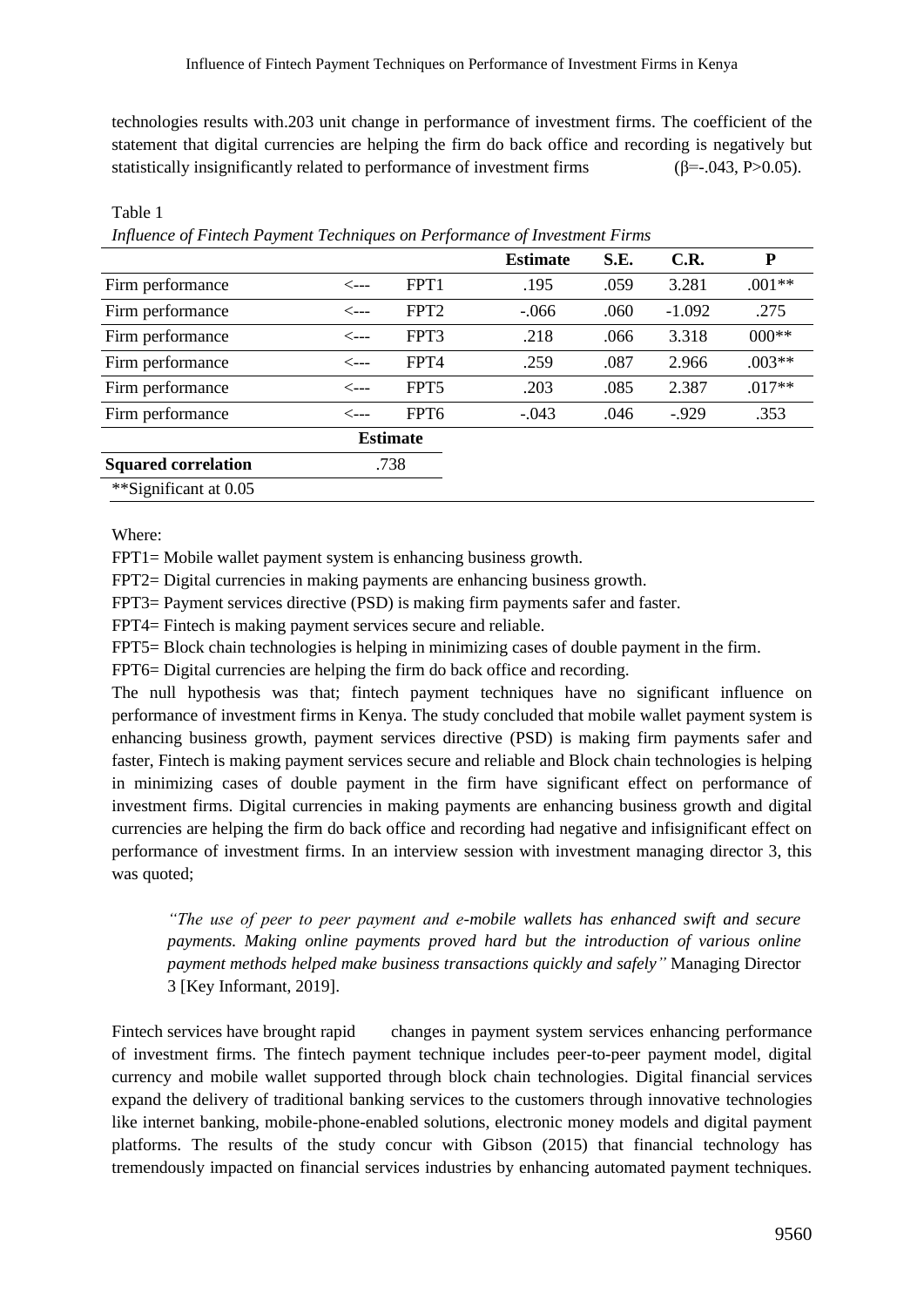technologies results with.203 unit change in performance of investment firms. The coefficient of the statement that digital currencies are helping the firm do back office and recording is negatively but statistically insignificantly related to performance of investment firms ($\beta$=-.043, P>0.05).

Table 1

*Influence of Fintech Payment Techniques on Performance of Investment Firms*

| | | | Estimate | S.E. | C.R. | P |
|---|---|---|---|---|---|---|
| Firm performance | <--- | FPT1 | .195 | .059 | 3.281 | .001** |
| Firm performance | <--- | FPT2 | -.066 | .060 | -1.092 | .275 |
| Firm performance | <--- | FPT3 | .218 | .066 | 3.318 | 000** |
| Firm performance | <--- | FPT4 | .259 | .087 | 2.966 | .003** |
| Firm performance | <--- | FPT5 | .203 | .085 | 2.387 | .017** |
| Firm performance | <--- | FPT6 | -.043 | .046 | -.929 | .353 |
| | | **Estimate** | | | | |
| **Squared correlation** | | .738 | | | | |

**Significant at 0.05

Where:

FPT1= Mobile wallet payment system is enhancing business growth.

FPT2= Digital currencies in making payments are enhancing business growth.

FPT3= Payment services directive (PSD) is making firm payments safer and faster.

FPT4= Fintech is making payment services secure and reliable.

FPT5= Block chain technologies is helping in minimizing cases of double payment in the firm.

FPT6= Digital currencies are helping the firm do back office and recording.

The null hypothesis was that; fintech payment techniques have no significant influence on performance of investment firms in Kenya. The study concluded that mobile wallet payment system is enhancing business growth, payment services directive (PSD) is making firm payments safer and faster, Fintech is making payment services secure and reliable and Block chain technologies is helping in minimizing cases of double payment in the firm have significant effect on performance of investment firms. Digital currencies in making payments are enhancing business growth and digital currencies are helping the firm do back office and recording had negative and infisignificant effect on performance of investment firms. In an interview session with investment managing director 3, this was quoted;

> *"The use of peer to peer payment and e-mobile wallets has enhanced swift and secure payments. Making online payments proved hard but the introduction of various online payment methods helped make business transactions quickly and safely"* Managing Director 3 [Key Informant, 2019].

Fintech services have brought rapid changes in payment system services enhancing performance of investment firms. The fintech payment technique includes peer-to-peer payment model, digital currency and mobile wallet supported through block chain technologies. Digital financial services expand the delivery of traditional banking services to the customers through innovative technologies like internet banking, mobile-phone-enabled solutions, electronic money models and digital payment platforms. The results of the study concur with Gibson (2015) that financial technology has tremendously impacted on financial services industries by enhancing automated payment techniques.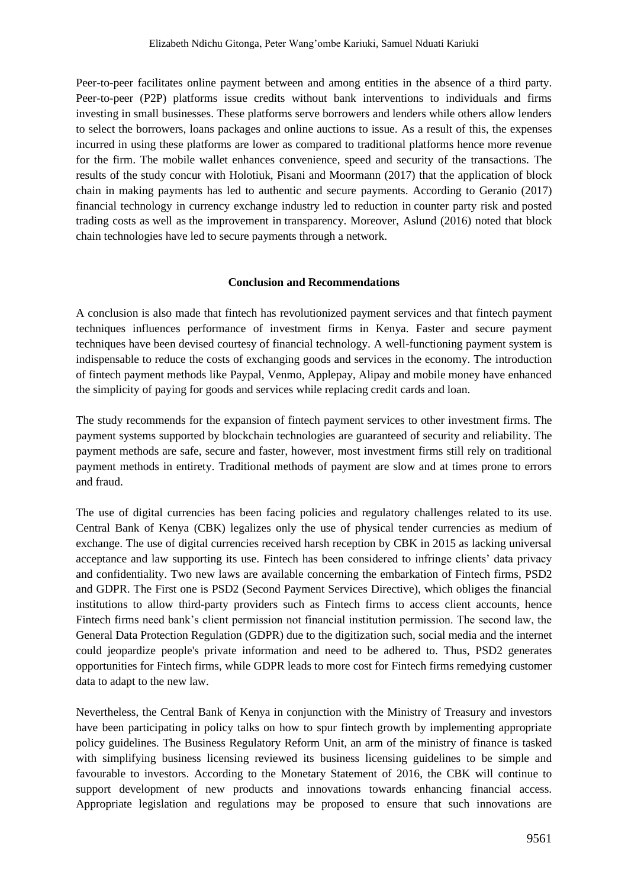Peer-to-peer facilitates online payment between and among entities in the absence of a third party. Peer-to-peer (P2P) platforms issue credits without bank interventions to individuals and firms investing in small businesses. These platforms serve borrowers and lenders while others allow lenders to select the borrowers, loans packages and online auctions to issue. As a result of this, the expenses incurred in using these platforms are lower as compared to traditional platforms hence more revenue for the firm. The mobile wallet enhances convenience, speed and security of the transactions. The results of the study concur with Holotiuk, Pisani and Moormann (2017) that the application of block chain in making payments has led to authentic and secure payments. According to Geranio (2017) financial technology in currency exchange industry led to reduction in counter party risk and posted trading costs as well as the improvement in transparency. Moreover, Aslund (2016) noted that block chain technologies have led to secure payments through a network.

## Conclusion and Recommendations

A conclusion is also made that fintech has revolutionized payment services and that fintech payment techniques influences performance of investment firms in Kenya. Faster and secure payment techniques have been devised courtesy of financial technology. A well-functioning payment system is indispensable to reduce the costs of exchanging goods and services in the economy. The introduction of fintech payment methods like Paypal, Venmo, Applepay, Alipay and mobile money have enhanced the simplicity of paying for goods and services while replacing credit cards and loan.

The study recommends for the expansion of fintech payment services to other investment firms. The payment systems supported by blockchain technologies are guaranteed of security and reliability. The payment methods are safe, secure and faster, however, most investment firms still rely on traditional payment methods in entirety. Traditional methods of payment are slow and at times prone to errors and fraud.

The use of digital currencies has been facing policies and regulatory challenges related to its use. Central Bank of Kenya (CBK) legalizes only the use of physical tender currencies as medium of exchange. The use of digital currencies received harsh reception by CBK in 2015 as lacking universal acceptance and law supporting its use. Fintech has been considered to infringe clients' data privacy and confidentiality. Two new laws are available concerning the embarkation of Fintech firms, PSD2 and GDPR. The First one is PSD2 (Second Payment Services Directive), which obliges the financial institutions to allow third-party providers such as Fintech firms to access client accounts, hence Fintech firms need bank's client permission not financial institution permission. The second law, the General Data Protection Regulation (GDPR) due to the digitization such, social media and the internet could jeopardize people's private information and need to be adhered to. Thus, PSD2 generates opportunities for Fintech firms, while GDPR leads to more cost for Fintech firms remedying customer data to adapt to the new law.

Nevertheless, the Central Bank of Kenya in conjunction with the Ministry of Treasury and investors have been participating in policy talks on how to spur fintech growth by implementing appropriate policy guidelines. The Business Regulatory Reform Unit, an arm of the ministry of finance is tasked with simplifying business licensing reviewed its business licensing guidelines to be simple and favourable to investors. According to the Monetary Statement of 2016, the CBK will continue to support development of new products and innovations towards enhancing financial access. Appropriate legislation and regulations may be proposed to ensure that such innovations are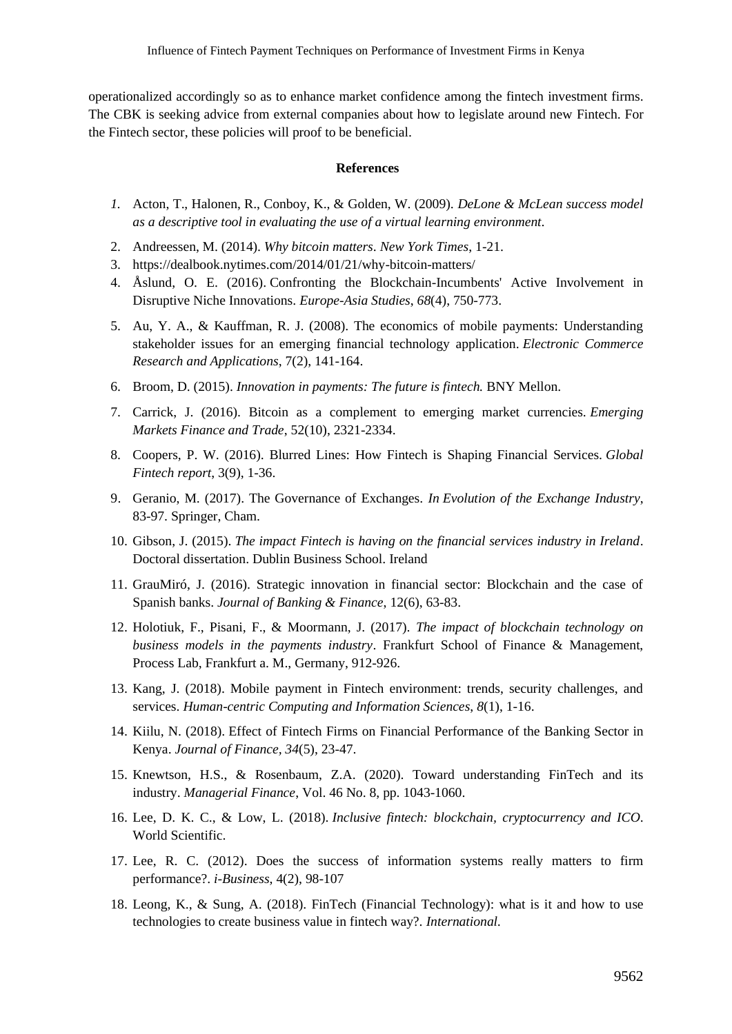operationalized accordingly so as to enhance market confidence among the fintech investment firms. The CBK is seeking advice from external companies about how to legislate around new Fintech. For the Fintech sector, these policies will proof to be beneficial.

**References**

1. Acton, T., Halonen, R., Conboy, K., & Golden, W. (2009). *DeLone & McLean success model as a descriptive tool in evaluating the use of a virtual learning environment*.
2. Andreessen, M. (2014). *Why bitcoin matters*. *New York Times*, 1-21.
3. https://dealbook.nytimes.com/2014/01/21/why-bitcoin-matters/
4. Åslund, O. E. (2016). Confronting the Blockchain-Incumbents' Active Involvement in Disruptive Niche Innovations. *Europe-Asia Studies*, *68*(4), 750-773.
5. Au, Y. A., & Kauffman, R. J. (2008). The economics of mobile payments: Understanding stakeholder issues for an emerging financial technology application. *Electronic Commerce Research and Applications*, 7(2), 141-164.
6. Broom, D. (2015). *Innovation in payments: The future is fintech.* BNY Mellon.
7. Carrick, J. (2016). Bitcoin as a complement to emerging market currencies. *Emerging Markets Finance and Trade*, 52(10), 2321-2334.
8. Coopers, P. W. (2016). Blurred Lines: How Fintech is Shaping Financial Services. *Global Fintech report*, 3(9), 1-36.
9. Geranio, M. (2017). The Governance of Exchanges. *In Evolution of the Exchange Industry*, 83-97. Springer, Cham.
10. Gibson, J. (2015). *The impact Fintech is having on the financial services industry in Ireland*. Doctoral dissertation. Dublin Business School. Ireland
11. GrauMiró, J. (2016). Strategic innovation in financial sector: Blockchain and the case of Spanish banks. *Journal of Banking & Finance*, 12(6), 63-83.
12. Holotiuk, F., Pisani, F., & Moormann, J. (2017). *The impact of blockchain technology on business models in the payments industry*. Frankfurt School of Finance & Management, Process Lab, Frankfurt a. M., Germany, 912-926.
13. Kang, J. (2018). Mobile payment in Fintech environment: trends, security challenges, and services. *Human-centric Computing and Information Sciences*, *8*(1), 1-16.
14. Kiilu, N. (2018). Effect of Fintech Firms on Financial Performance of the Banking Sector in Kenya. *Journal of Finance, 34*(5), 23-47.
15. Knewtson, H.S., & Rosenbaum, Z.A. (2020). Toward understanding FinTech and its industry. *Managerial Finance*, Vol. 46 No. 8, pp. 1043-1060.
16. Lee, D. K. C., & Low, L. (2018). *Inclusive fintech: blockchain, cryptocurrency and ICO*. World Scientific.
17. Lee, R. C. (2012). Does the success of information systems really matters to firm performance?. *i-Business*, 4(2), 98-107
18. Leong, K., & Sung, A. (2018). FinTech (Financial Technology): what is it and how to use technologies to create business value in fintech way?. *International*.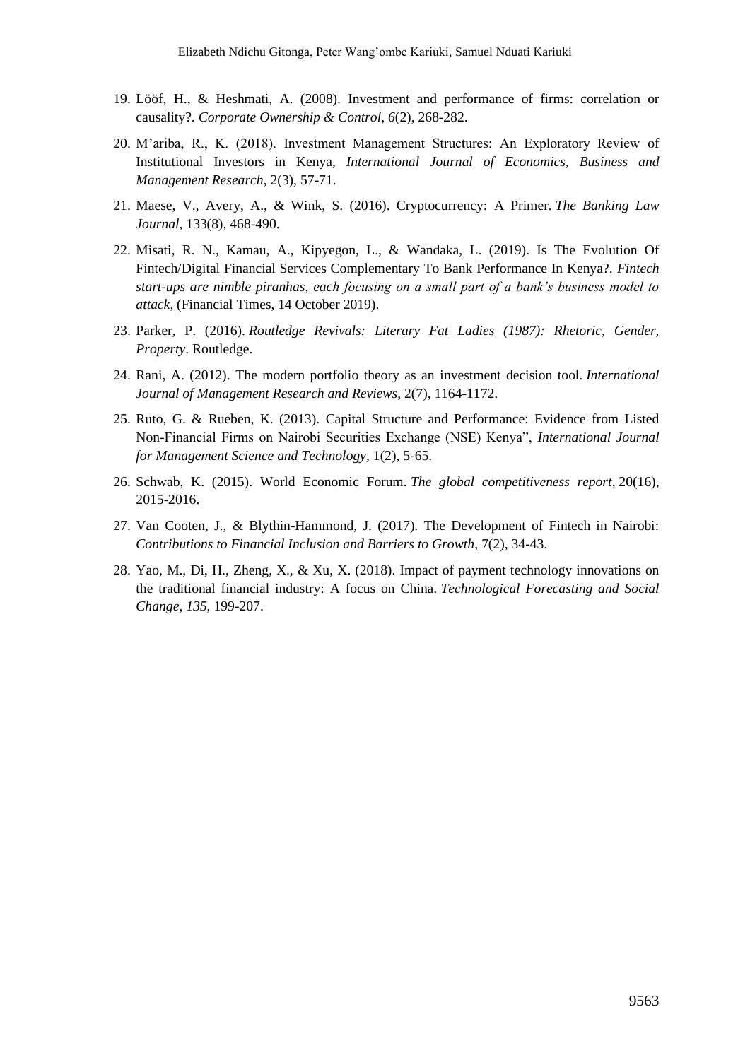19. Lööf, H., & Heshmati, A. (2008). Investment and performance of firms: correlation or causality?. *Corporate Ownership & Control*, *6*(2), 268-282.
20. M'ariba, R., K. (2018). Investment Management Structures: An Exploratory Review of Institutional Investors in Kenya, *International Journal of Economics, Business and Management Research*, 2(3), 57-71.
21. Maese, V., Avery, A., & Wink, S. (2016). Cryptocurrency: A Primer. *The Banking Law Journal*, 133(8), 468-490.
22. Misati, R. N., Kamau, A., Kipyegon, L., & Wandaka, L. (2019). Is The Evolution Of Fintech/Digital Financial Services Complementary To Bank Performance In Kenya?. *Fintech start-ups are nimble piranhas, each focusing on a small part of a bank's business model to attack*, (Financial Times, 14 October 2019).
23. Parker, P. (2016). *Routledge Revivals: Literary Fat Ladies (1987): Rhetoric, Gender, Property*. Routledge.
24. Rani, A. (2012). The modern portfolio theory as an investment decision tool. *International Journal of Management Research and Reviews*, 2(7), 1164-1172.
25. Ruto, G. & Rueben, K. (2013). Capital Structure and Performance: Evidence from Listed Non-Financial Firms on Nairobi Securities Exchange (NSE) Kenya", *International Journal for Management Science and Technology*, 1(2), 5-65.
26. Schwab, K. (2015). World Economic Forum. *The global competitiveness report*, 20(16), 2015-2016.
27. Van Cooten, J., & Blythin-Hammond, J. (2017). The Development of Fintech in Nairobi: *Contributions to Financial Inclusion and Barriers to Growth*, 7(2), 34-43.
28. Yao, M., Di, H., Zheng, X., & Xu, X. (2018). Impact of payment technology innovations on the traditional financial industry: A focus on China. *Technological Forecasting and Social Change*, *135*, 199-207.